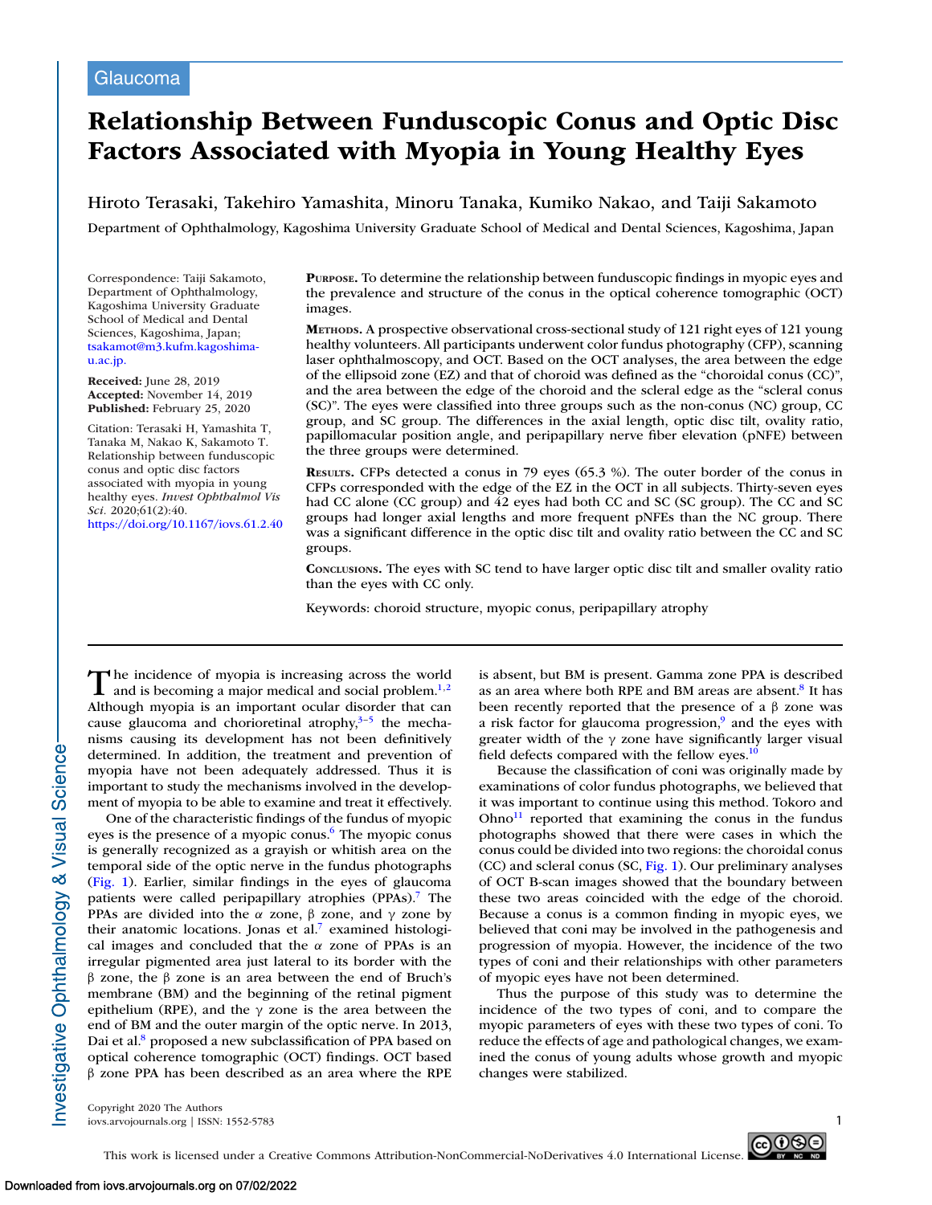Glaucoma

# Relationship Between Funduscopic Conus and Optic Disc Factors Associated with Myopia in Young Healthy Eyes

Hiroto Terasaki, Takehiro Yamashita, Minoru Tanaka, Kumiko Nakao, and Taiji Sakamoto

Department of Ophthalmology, Kagoshima University Graduate School of Medical and Dental Sciences, Kagoshima, Japan

Correspondence: Taiji Sakamoto, Department of Ophthalmology, Kagoshima University Graduate School of Medical and Dental Sciences, Kagoshima, Japan; tsakamot@m3.kufm.kagoshima-u.ac.jp.

**Received:** June 28, 2019
**Accepted:** November 14, 2019
**Published:** February 25, 2020

Citation: Terasaki H, Yamashita T, Tanaka M, Nakao K, Sakamoto T. Relationship between funduscopic conus and optic disc factors associated with myopia in young healthy eyes. *Invest Ophthalmol Vis Sci.* 2020;61(2):40. https://doi.org/10.1167/iovs.61.2.40

**Purpose.** To determine the relationship between funduscopic findings in myopic eyes and the prevalence and structure of the conus in the optical coherence tomographic (OCT) images.

**Methods.** A prospective observational cross-sectional study of 121 right eyes of 121 young healthy volunteers. All participants underwent color fundus photography (CFP), scanning laser ophthalmoscopy, and OCT. Based on the OCT analyses, the area between the edge of the ellipsoid zone (EZ) and that of choroid was defined as the "choroidal conus (CC)", and the area between the edge of the choroid and the scleral edge as the "scleral conus (SC)". The eyes were classified into three groups such as the non-conus (NC) group, CC group, and SC group. The differences in the axial length, optic disc tilt, ovality ratio, papillomacular position angle, and peripapillary nerve fiber elevation (pNFE) between the three groups were determined.

**Results.** CFPs detected a conus in 79 eyes (65.3 %). The outer border of the conus in CFPs corresponded with the edge of the EZ in the OCT in all subjects. Thirty-seven eyes had CC alone (CC group) and 42 eyes had both CC and SC (SC group). The CC and SC groups had longer axial lengths and more frequent pNFEs than the NC group. There was a significant difference in the optic disc tilt and ovality ratio between the CC and SC groups.

**Conclusions.** The eyes with SC tend to have larger optic disc tilt and smaller ovality ratio than the eyes with CC only.

Keywords: choroid structure, myopic conus, peripapillary atrophy

The incidence of myopia is increasing across the world and is becoming a major medical and social problem.[1,2] Although myopia is an important ocular disorder that can cause glaucoma and chorioretinal atrophy,[3–5] the mechanisms causing its development has not been definitively determined. In addition, the treatment and prevention of myopia have not been adequately addressed. Thus it is important to study the mechanisms involved in the development of myopia to be able to examine and treat it effectively.

One of the characteristic findings of the fundus of myopic eyes is the presence of a myopic conus.[6] The myopic conus is generally recognized as a grayish or whitish area on the temporal side of the optic nerve in the fundus photographs (Fig. 1). Earlier, similar findings in the eyes of glaucoma patients were called peripapillary atrophies (PPAs).[7] The PPAs are divided into the α zone, β zone, and γ zone by their anatomic locations. Jonas et al.[7] examined histological images and concluded that the α zone of PPAs is an irregular pigmented area just lateral to its border with the β zone, the β zone is an area between the end of Bruch's membrane (BM) and the beginning of the retinal pigment epithelium (RPE), and the γ zone is the area between the end of BM and the outer margin of the optic nerve. In 2013, Dai et al.[8] proposed a new subclassification of PPA based on optical coherence tomographic (OCT) findings. OCT based β zone PPA has been described as an area where the RPE is absent, but BM is present. Gamma zone PPA is described as an area where both RPE and BM areas are absent.[8] It has been recently reported that the presence of a β zone was a risk factor for glaucoma progression,[9] and the eyes with greater width of the γ zone have significantly larger visual field defects compared with the fellow eyes.[10]

Because the classification of coni was originally made by examinations of color fundus photographs, we believed that it was important to continue using this method. Tokoro and Ohno[11] reported that examining the conus in the fundus photographs showed that there were cases in which the conus could be divided into two regions: the choroidal conus (CC) and scleral conus (SC, Fig. 1). Our preliminary analyses of OCT B-scan images showed that the boundary between these two areas coincided with the edge of the choroid. Because a conus is a common finding in myopic eyes, we believed that coni may be involved in the pathogenesis and progression of myopia. However, the incidence of the two types of coni and their relationships with other parameters of myopic eyes have not been determined.

Thus the purpose of this study was to determine the incidence of the two types of coni, and to compare the myopic parameters of eyes with these two types of coni. To reduce the effects of age and pathological changes, we examined the conus of young adults whose growth and myopic changes were stabilized.

Copyright 2020 The Authors
iovs.arvojournals.org | ISSN: 1552-5783

This work is licensed under a Creative Commons Attribution-NonCommercial-NoDerivatives 4.0 International License.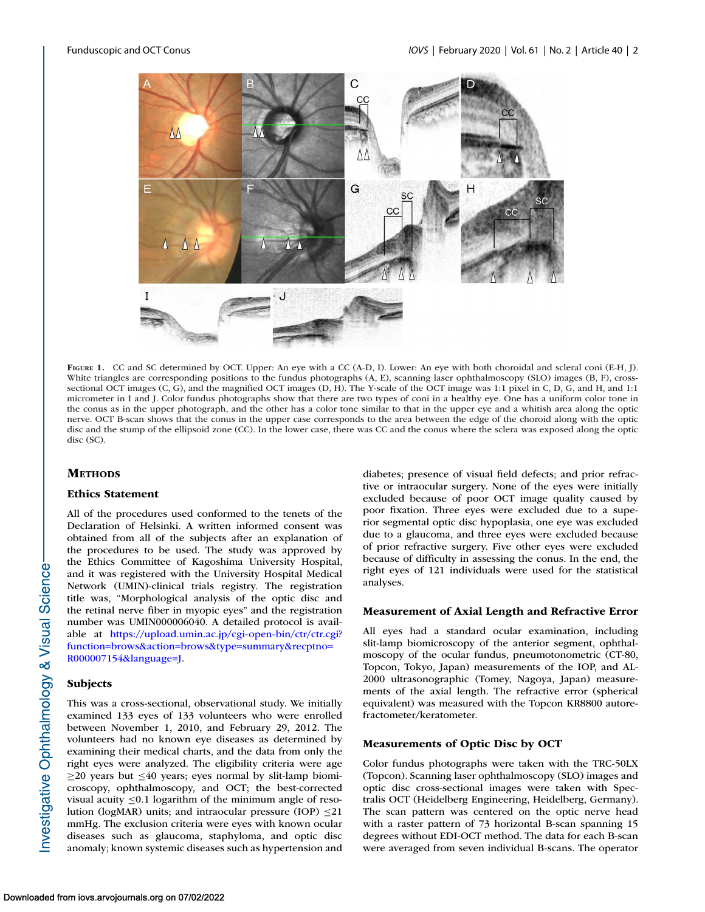**Figure 1.** CC and SC determined by OCT. Upper: An eye with a CC (A-D, I). Lower: An eye with both choroidal and scleral coni (E-H, J). White triangles are corresponding positions to the fundus photographs (A, E), scanning laser ophthalmoscopy (SLO) images (B, F), cross-sectional OCT images (C, G), and the magnified OCT images (D, H). The Y-scale of the OCT image was 1:1 pixel in C, D, G, and H, and 1:1 micrometer in I and J. Color fundus photographs show that there are two types of coni in a healthy eye. One has a uniform color tone in the conus as in the upper photograph, and the other has a color tone similar to that in the upper eye and a whitish area along the optic nerve. OCT B-scan shows that the conus in the upper case corresponds to the area between the edge of the choroid along with the optic disc and the stump of the ellipsoid zone (CC). In the lower case, there was CC and the conus where the sclera was exposed along the optic disc (SC).

## Methods

### Ethics Statement

All of the procedures used conformed to the tenets of the Declaration of Helsinki. A written informed consent was obtained from all of the subjects after an explanation of the procedures to be used. The study was approved by the Ethics Committee of Kagoshima University Hospital, and it was registered with the University Hospital Medical Network (UMIN)-clinical trials registry. The registration title was, "Morphological analysis of the optic disc and the retinal nerve fiber in myopic eyes" and the registration number was UMIN000006040. A detailed protocol is available at https://upload.umin.ac.jp/cgi-open-bin/ctr/ctr.cgi?function=brows&action=brows&type=summary&recptno=R000007154&language=J.

### Subjects

This was a cross-sectional, observational study. We initially examined 133 eyes of 133 volunteers who were enrolled between November 1, 2010, and February 29, 2012. The volunteers had no known eye diseases as determined by examining their medical charts, and the data from only the right eyes were analyzed. The eligibility criteria were age ≥20 years but ≤40 years; eyes normal by slit-lamp biomicroscopy, ophthalmoscopy, and OCT; the best-corrected visual acuity ≤0.1 logarithm of the minimum angle of resolution (logMAR) units; and intraocular pressure (IOP) ≤21 mmHg. The exclusion criteria were eyes with known ocular diseases such as glaucoma, staphyloma, and optic disc anomaly; known systemic diseases such as hypertension and diabetes; presence of visual field defects; and prior refractive or intraocular surgery. None of the eyes were initially excluded because of poor OCT image quality caused by poor fixation. Three eyes were excluded due to a superior segmental optic disc hypoplasia, one eye was excluded due to a glaucoma, and three eyes were excluded because of prior refractive surgery. Five other eyes were excluded because of difficulty in assessing the conus. In the end, the right eyes of 121 individuals were used for the statistical analyses.

### Measurement of Axial Length and Refractive Error

All eyes had a standard ocular examination, including slit-lamp biomicroscopy of the anterior segment, ophthalmoscopy of the ocular fundus, pneumotonometric (CT-80, Topcon, Tokyo, Japan) measurements of the IOP, and AL-2000 ultrasonographic (Tomey, Nagoya, Japan) measurements of the axial length. The refractive error (spherical equivalent) was measured with the Topcon KR8800 autorefractometer/keratometer.

### Measurements of Optic Disc by OCT

Color fundus photographs were taken with the TRC-50LX (Topcon). Scanning laser ophthalmoscopy (SLO) images and optic disc cross-sectional images were taken with Spectralis OCT (Heidelberg Engineering, Heidelberg, Germany). The scan pattern was centered on the optic nerve head with a raster pattern of 73 horizontal B-scan spanning 15 degrees without EDI-OCT method. The data for each B-scan were averaged from seven individual B-scans. The operator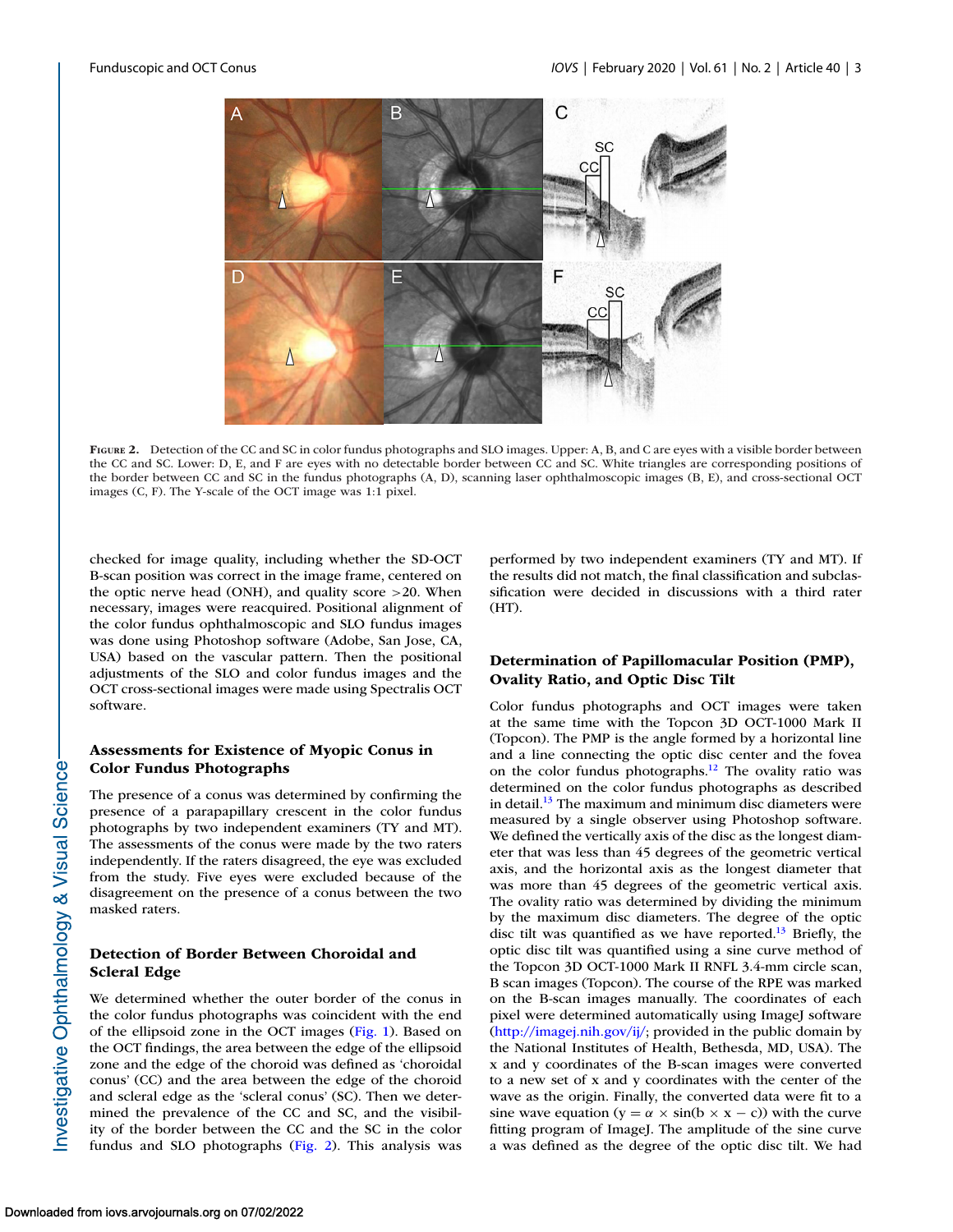FIGURE 2. Detection of the CC and SC in color fundus photographs and SLO images. Upper: A, B, and C are eyes with a visible border between the CC and SC. Lower: D, E, and F are eyes with no detectable border between CC and SC. White triangles are corresponding positions of the border between CC and SC in the fundus photographs (A, D), scanning laser ophthalmoscopic images (B, E), and cross-sectional OCT images (C, F). The Y-scale of the OCT image was 1:1 pixel.

checked for image quality, including whether the SD-OCT B-scan position was correct in the image frame, centered on the optic nerve head (ONH), and quality score >20. When necessary, images were reacquired. Positional alignment of the color fundus ophthalmoscopic and SLO fundus images was done using Photoshop software (Adobe, San Jose, CA, USA) based on the vascular pattern. Then the positional adjustments of the SLO and color fundus images and the OCT cross-sectional images were made using Spectralis OCT software.

### Assessments for Existence of Myopic Conus in Color Fundus Photographs

The presence of a conus was determined by confirming the presence of a parapapillary crescent in the color fundus photographs by two independent examiners (TY and MT). The assessments of the conus were made by the two raters independently. If the raters disagreed, the eye was excluded from the study. Five eyes were excluded because of the disagreement on the presence of a conus between the two masked raters.

### Detection of Border Between Choroidal and Scleral Edge

We determined whether the outer border of the conus in the color fundus photographs was coincident with the end of the ellipsoid zone in the OCT images (Fig. 1). Based on the OCT findings, the area between the edge of the ellipsoid zone and the edge of the choroid was defined as 'choroidal conus' (CC) and the area between the edge of the choroid and scleral edge as the 'scleral conus' (SC). Then we determined the prevalence of the CC and SC, and the visibility of the border between the CC and the SC in the color fundus and SLO photographs (Fig. 2). This analysis was performed by two independent examiners (TY and MT). If the results did not match, the final classification and subclassification were decided in discussions with a third rater (HT).

### Determination of Papillomacular Position (PMP), Ovality Ratio, and Optic Disc Tilt

Color fundus photographs and OCT images were taken at the same time with the Topcon 3D OCT-1000 Mark II (Topcon). The PMP is the angle formed by a horizontal line and a line connecting the optic disc center and the fovea on the color fundus photographs.[12] The ovality ratio was determined on the color fundus photographs as described in detail.[13] The maximum and minimum disc diameters were measured by a single observer using Photoshop software. We defined the vertically axis of the disc as the longest diameter that was less than 45 degrees of the geometric vertical axis, and the horizontal axis as the longest diameter that was more than 45 degrees of the geometric vertical axis. The ovality ratio was determined by dividing the minimum by the maximum disc diameters. The degree of the optic disc tilt was quantified as we have reported.[13] Briefly, the optic disc tilt was quantified using a sine curve method of the Topcon 3D OCT-1000 Mark II RNFL 3.4-mm circle scan, B scan images (Topcon). The course of the RPE was marked on the B-scan images manually. The coordinates of each pixel were determined automatically using ImageJ software (http://imagej.nih.gov/ij/; provided in the public domain by the National Institutes of Health, Bethesda, MD, USA). The x and y coordinates of the B-scan images were converted to a new set of x and y coordinates with the center of the wave as the origin. Finally, the converted data were fit to a sine wave equation ($y = \alpha \times \sin(b \times x - c)$) with the curve fitting program of ImageJ. The amplitude of the sine curve a was defined as the degree of the optic disc tilt. We had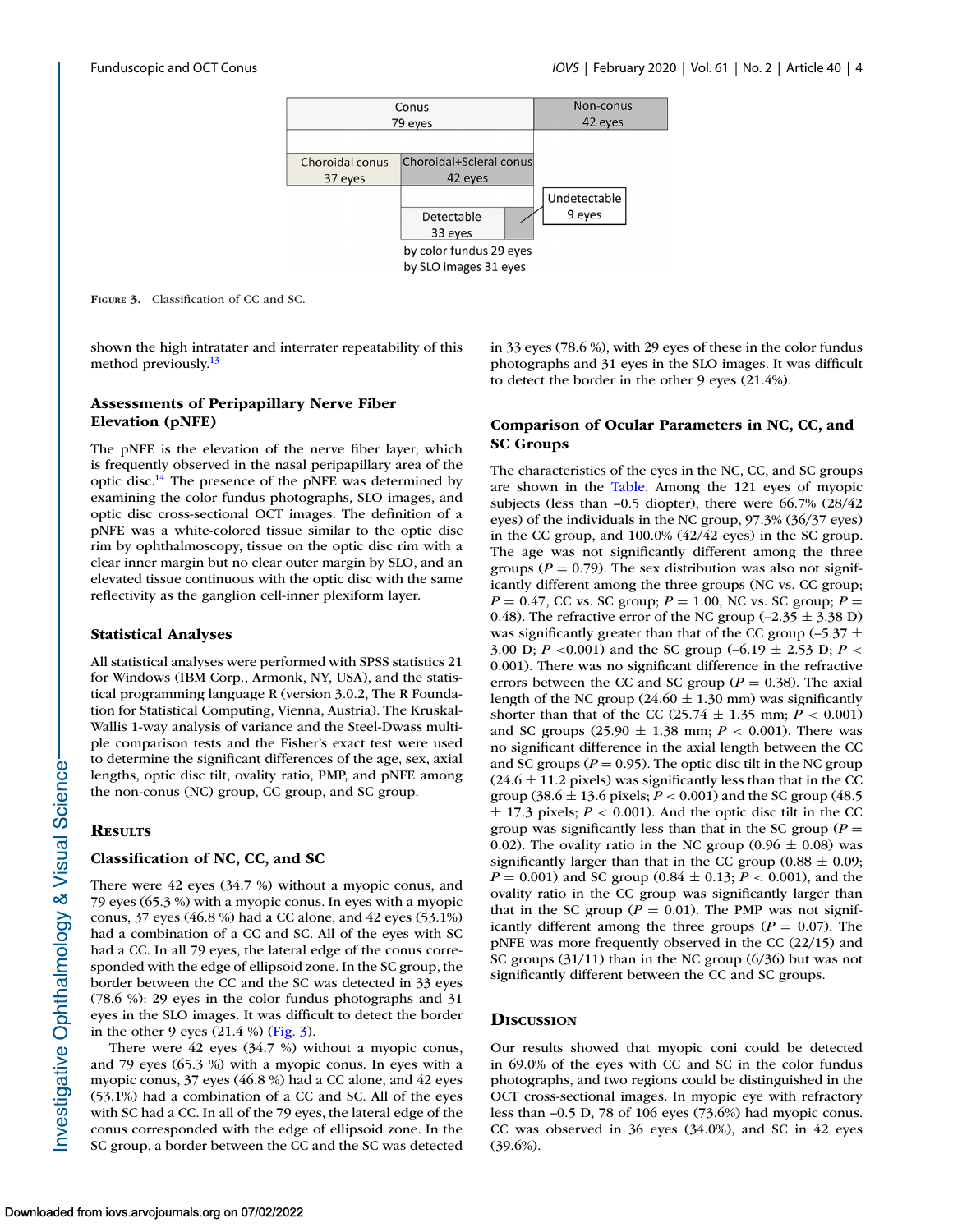Conus
79 eyes

Non-conus
42 eyes

Choroidal conus
37 eyes

Choroidal+Scleral conus
42 eyes

Detectable
33 eyes
by color fundus 29 eyes
by SLO images 31 eyes

Undetectable
9 eyes

**Figure 3.** Classification of CC and SC.

shown the high intratater and interrater repeatability of this method previously.[13]

### Assessments of Peripapillary Nerve Fiber Elevation (pNFE)

The pNFE is the elevation of the nerve fiber layer, which is frequently observed in the nasal peripapillary area of the optic disc.[14] The presence of the pNFE was determined by examining the color fundus photographs, SLO images, and optic disc cross-sectional OCT images. The definition of a pNFE was a white-colored tissue similar to the optic disc rim by ophthalmoscopy, tissue on the optic disc rim with a clear inner margin but no clear outer margin by SLO, and an elevated tissue continuous with the optic disc with the same reflectivity as the ganglion cell-inner plexiform layer.

### Statistical Analyses

All statistical analyses were performed with SPSS statistics 21 for Windows (IBM Corp., Armonk, NY, USA), and the statistical programming language R (version 3.0.2, The R Foundation for Statistical Computing, Vienna, Austria). The Kruskal-Wallis 1-way analysis of variance and the Steel-Dwass multiple comparison tests and the Fisher's exact test were used to determine the significant differences of the age, sex, axial lengths, optic disc tilt, ovality ratio, PMP, and pNFE among the non-conus (NC) group, CC group, and SC group.

## Results

### Classification of NC, CC, and SC

There were 42 eyes (34.7 %) without a myopic conus, and 79 eyes (65.3 %) with a myopic conus. In eyes with a myopic conus, 37 eyes (46.8 %) had a CC alone, and 42 eyes (53.1%) had a combination of a CC and SC. All of the eyes with SC had a CC. In all 79 eyes, the lateral edge of the conus corresponded with the edge of ellipsoid zone. In the SC group, the border between the CC and the SC was detected in 33 eyes (78.6 %): 29 eyes in the color fundus photographs and 31 eyes in the SLO images. It was difficult to detect the border in the other 9 eyes (21.4 %) (Fig. 3).

There were 42 eyes (34.7 %) without a myopic conus, and 79 eyes (65.3 %) with a myopic conus. In eyes with a myopic conus, 37 eyes (46.8 %) had a CC alone, and 42 eyes (53.1%) had a combination of a CC and SC. All of the eyes with SC had a CC. In all of the 79 eyes, the lateral edge of the conus corresponded with the edge of ellipsoid zone. In the SC group, a border between the CC and the SC was detected in 33 eyes (78.6 %), with 29 eyes of these in the color fundus photographs and 31 eyes in the SLO images. It was difficult to detect the border in the other 9 eyes (21.4%).

### Comparison of Ocular Parameters in NC, CC, and SC Groups

The characteristics of the eyes in the NC, CC, and SC groups are shown in the Table. Among the 121 eyes of myopic subjects (less than –0.5 diopter), there were 66.7% (28/42 eyes) of the individuals in the NC group, 97.3% (36/37 eyes) in the CC group, and 100.0% (42/42 eyes) in the SC group. The age was not significantly different among the three groups ($P = 0.79$). The sex distribution was also not significantly different among the three groups (NC vs. CC group; $P = 0.47$, CC vs. SC group; $P = 1.00$, NC vs. SC group; $P = 0.48$). The refractive error of the NC group (–2.35 ± 3.38 D) was significantly greater than that of the CC group (–5.37 ± 3.00 D; $P < 0.001$) and the SC group (–6.19 ± 2.53 D; $P < 0.001$). There was no significant difference in the refractive errors between the CC and SC group ($P = 0.38$). The axial length of the NC group (24.60 ± 1.30 mm) was significantly shorter than that of the CC (25.74 ± 1.35 mm; $P < 0.001$) and SC groups (25.90 ± 1.38 mm; $P < 0.001$). There was no significant difference in the axial length between the CC and SC groups ($P = 0.95$). The optic disc tilt in the NC group (24.6 ± 11.2 pixels) was significantly less than that in the CC group (38.6 ± 13.6 pixels; $P < 0.001$) and the SC group (48.5 ± 17.3 pixels; $P < 0.001$). And the optic disc tilt in the CC group was significantly less than that in the SC group ($P = 0.02$). The ovality ratio in the NC group (0.96 ± 0.08) was significantly larger than that in the CC group (0.88 ± 0.09; $P = 0.001$) and SC group (0.84 ± 0.13; $P < 0.001$), and the ovality ratio in the CC group was significantly larger than that in the SC group ($P = 0.01$). The PMP was not significantly different among the three groups ($P = 0.07$). The pNFE was more frequently observed in the CC (22/15) and SC groups (31/11) than in the NC group (6/36) but was not significantly different between the CC and SC groups.

## Discussion

Our results showed that myopic coni could be detected in 69.0% of the eyes with CC and SC in the color fundus photographs, and two regions could be distinguished in the OCT cross-sectional images. In myopic eye with refractory less than –0.5 D, 78 of 106 eyes (73.6%) had myopic conus. CC was observed in 36 eyes (34.0%), and SC in 42 eyes (39.6%).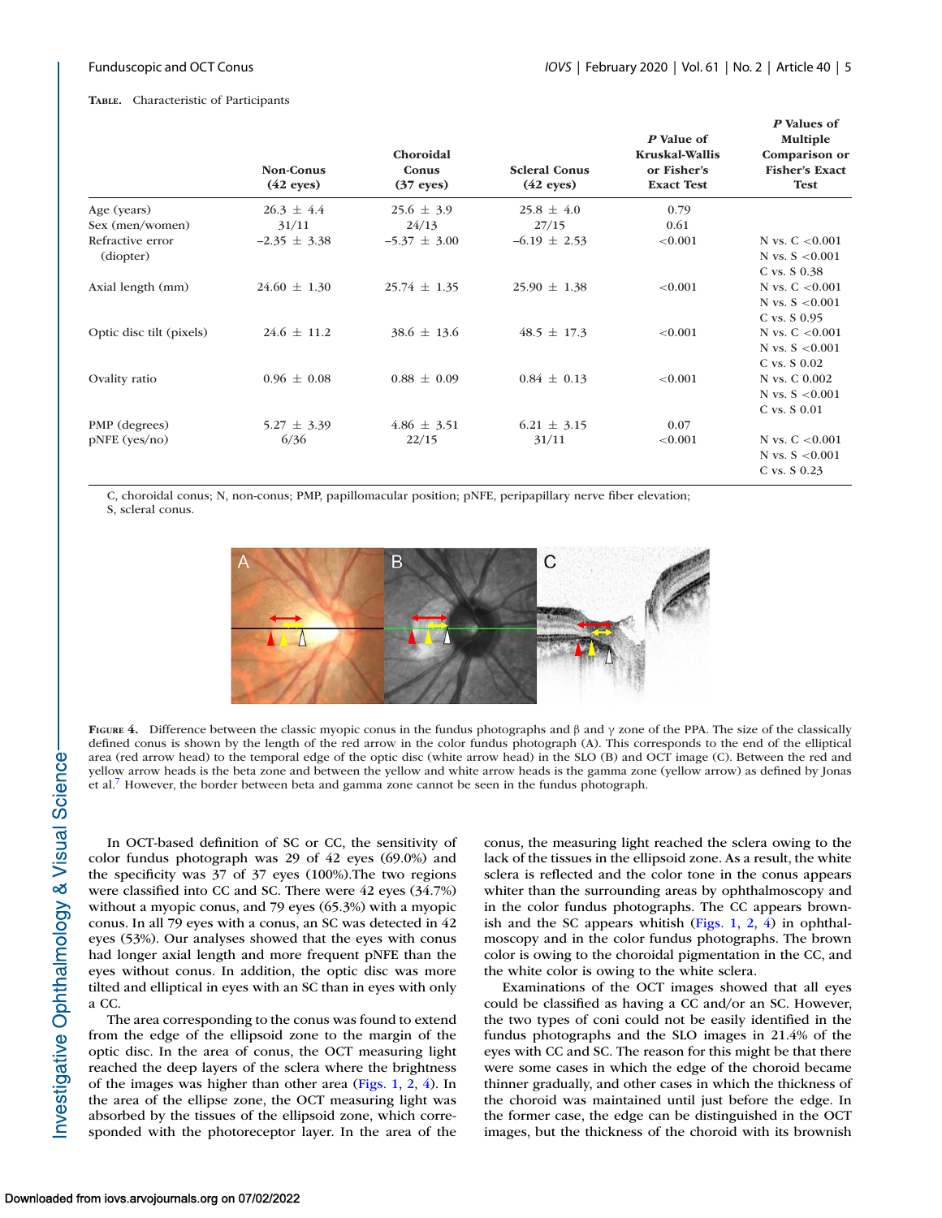**TABLE.** Characteristic of Participants

| | Non-Conus (42 eyes) | Choroidal Conus (37 eyes) | Scleral Conus (42 eyes) | *P* Value of Kruskal-Wallis or Fisher's Exact Test | *P* Values of Multiple Comparison or Fisher's Exact Test |
|---|---|---|---|---|---|
| Age (years) | 26.3 ± 4.4 | 25.6 ± 3.9 | 25.8 ± 4.0 | 0.79 | |
| Sex (men/women) | 31/11 | 24/13 | 27/15 | 0.61 | |
| Refractive error (diopter) | −2.35 ± 3.38 | −5.37 ± 3.00 | −6.19 ± 2.53 | <0.001 | N vs. C <0.001<br>N vs. S <0.001<br>C vs. S 0.38 |
| Axial length (mm) | 24.60 ± 1.30 | 25.74 ± 1.35 | 25.90 ± 1.38 | <0.001 | N vs. C <0.001<br>N vs. S <0.001<br>C vs. S 0.95 |
| Optic disc tilt (pixels) | 24.6 ± 11.2 | 38.6 ± 13.6 | 48.5 ± 17.3 | <0.001 | N vs. C <0.001<br>N vs. S <0.001<br>C vs. S 0.02 |
| Ovality ratio | 0.96 ± 0.08 | 0.88 ± 0.09 | 0.84 ± 0.13 | <0.001 | N vs. C 0.002<br>N vs. S <0.001<br>C vs. S 0.01 |
| PMP (degrees) | 5.27 ± 3.39 | 4.86 ± 3.51 | 6.21 ± 3.15 | 0.07 | |
| pNFE (yes/no) | 6/36 | 22/15 | 31/11 | <0.001 | N vs. C <0.001<br>N vs. S <0.001<br>C vs. S 0.23 |

C, choroidal conus; N, non-conus; PMP, papillomacular position; pNFE, peripapillary nerve fiber elevation; S, scleral conus.

**FIGURE 4.** Difference between the classic myopic conus in the fundus photographs and β and γ zone of the PPA. The size of the classically defined conus is shown by the length of the red arrow in the color fundus photograph (A). This corresponds to the end of the elliptical area (red arrow head) to the temporal edge of the optic disc (white arrow head) in the SLO (B) and OCT image (C). Between the red and yellow arrow heads is the beta zone and between the yellow and white arrow heads is the gamma zone (yellow arrow) as defined by Jonas et al.[7] However, the border between beta and gamma zone cannot be seen in the fundus photograph.

In OCT-based definition of SC or CC, the sensitivity of color fundus photograph was 29 of 42 eyes (69.0%) and the specificity was 37 of 37 eyes (100%).The two regions were classified into CC and SC. There were 42 eyes (34.7%) without a myopic conus, and 79 eyes (65.3%) with a myopic conus. In all 79 eyes with a conus, an SC was detected in 42 eyes (53%). Our analyses showed that the eyes with conus had longer axial length and more frequent pNFE than the eyes without conus. In addition, the optic disc was more tilted and elliptical in eyes with an SC than in eyes with only a CC.

The area corresponding to the conus was found to extend from the edge of the ellipsoid zone to the margin of the optic disc. In the area of conus, the OCT measuring light reached the deep layers of the sclera where the brightness of the images was higher than other area (Figs. 1, 2, 4). In the area of the ellipse zone, the OCT measuring light was absorbed by the tissues of the ellipsoid zone, which corresponded with the photoreceptor layer. In the area of the conus, the measuring light reached the sclera owing to the lack of the tissues in the ellipsoid zone. As a result, the white sclera is reflected and the color tone in the conus appears whiter than the surrounding areas by ophthalmoscopy and in the color fundus photographs. The CC appears brownish and the SC appears whitish (Figs. 1, 2, 4) in ophthalmoscopy and in the color fundus photographs. The brown color is owing to the choroidal pigmentation in the CC, and the white color is owing to the white sclera.

Examinations of the OCT images showed that all eyes could be classified as having a CC and/or an SC. However, the two types of coni could not be easily identified in the fundus photographs and the SLO images in 21.4% of the eyes with CC and SC. The reason for this might be that there were some cases in which the edge of the choroid became thinner gradually, and other cases in which the thickness of the choroid was maintained until just before the edge. In the former case, the edge can be distinguished in the OCT images, but the thickness of the choroid with its brownish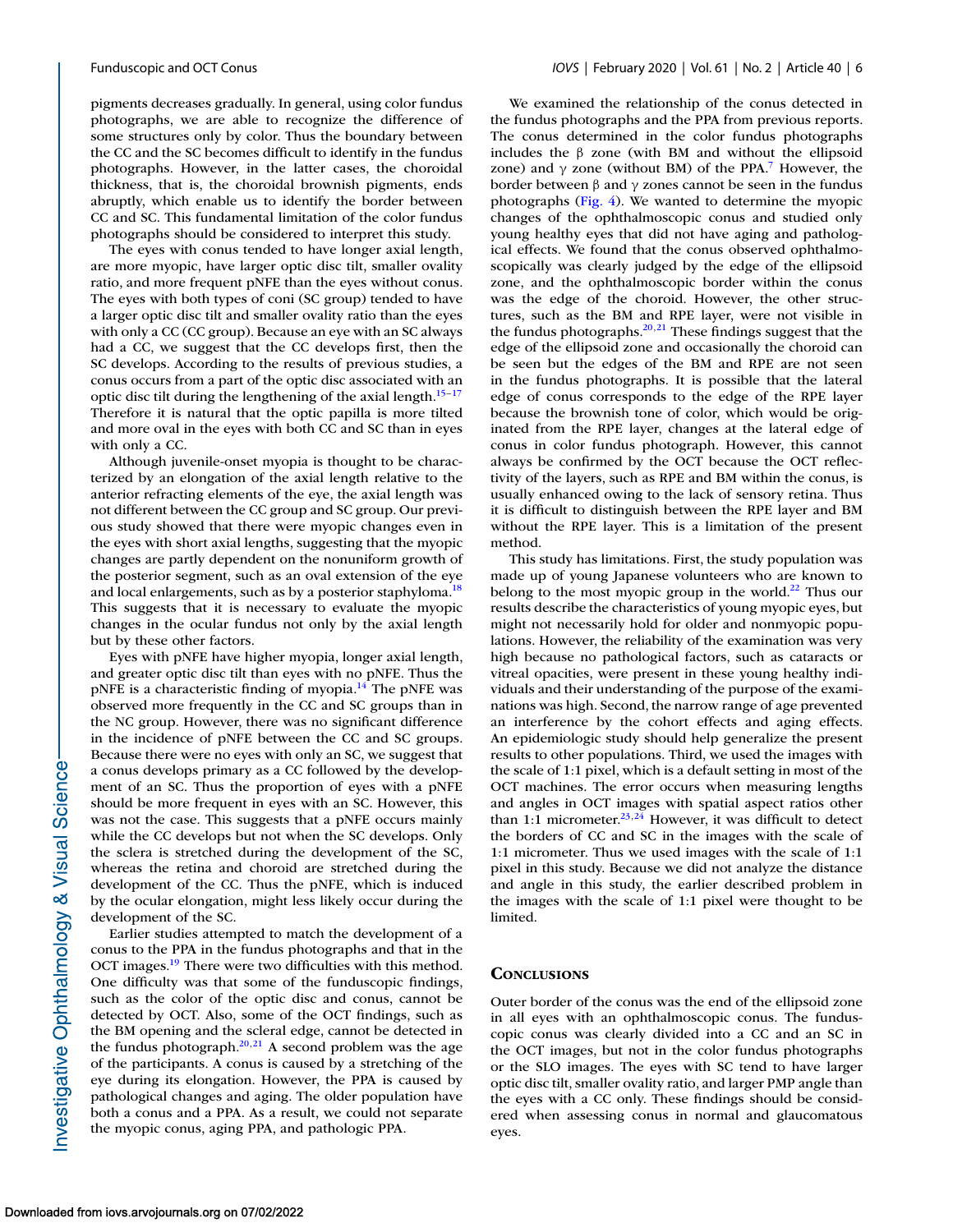pigments decreases gradually. In general, using color fundus photographs, we are able to recognize the difference of some structures only by color. Thus the boundary between the CC and the SC becomes difficult to identify in the fundus photographs. However, in the latter cases, the choroidal thickness, that is, the choroidal brownish pigments, ends abruptly, which enable us to identify the border between CC and SC. This fundamental limitation of the color fundus photographs should be considered to interpret this study.

The eyes with conus tended to have longer axial length, are more myopic, have larger optic disc tilt, smaller ovality ratio, and more frequent pNFE than the eyes without conus. The eyes with both types of coni (SC group) tended to have a larger optic disc tilt and smaller ovality ratio than the eyes with only a CC (CC group). Because an eye with an SC always had a CC, we suggest that the CC develops first, then the SC develops. According to the results of previous studies, a conus occurs from a part of the optic disc associated with an optic disc tilt during the lengthening of the axial length.[15–17] Therefore it is natural that the optic papilla is more tilted and more oval in the eyes with both CC and SC than in eyes with only a CC.

Although juvenile-onset myopia is thought to be characterized by an elongation of the axial length relative to the anterior refracting elements of the eye, the axial length was not different between the CC group and SC group. Our previous study showed that there were myopic changes even in the eyes with short axial lengths, suggesting that the myopic changes are partly dependent on the nonuniform growth of the posterior segment, such as an oval extension of the eye and local enlargements, such as by a posterior staphyloma.[18] This suggests that it is necessary to evaluate the myopic changes in the ocular fundus not only by the axial length but by these other factors.

Eyes with pNFE have higher myopia, longer axial length, and greater optic disc tilt than eyes with no pNFE. Thus the pNFE is a characteristic finding of myopia.[14] The pNFE was observed more frequently in the CC and SC groups than in the NC group. However, there was no significant difference in the incidence of pNFE between the CC and SC groups. Because there were no eyes with only an SC, we suggest that a conus develops primary as a CC followed by the development of an SC. Thus the proportion of eyes with a pNFE should be more frequent in eyes with an SC. However, this was not the case. This suggests that a pNFE occurs mainly while the CC develops but not when the SC develops. Only the sclera is stretched during the development of the SC, whereas the retina and choroid are stretched during the development of the CC. Thus the pNFE, which is induced by the ocular elongation, might less likely occur during the development of the SC.

Earlier studies attempted to match the development of a conus to the PPA in the fundus photographs and that in the OCT images.[19] There were two difficulties with this method. One difficulty was that some of the funduscopic findings, such as the color of the optic disc and conus, cannot be detected by OCT. Also, some of the OCT findings, such as the BM opening and the scleral edge, cannot be detected in the fundus photograph.[20,21] A second problem was the age of the participants. A conus is caused by a stretching of the eye during its elongation. However, the PPA is caused by pathological changes and aging. The older population have both a conus and a PPA. As a result, we could not separate the myopic conus, aging PPA, and pathologic PPA.

We examined the relationship of the conus detected in the fundus photographs and the PPA from previous reports. The conus determined in the color fundus photographs includes the β zone (with BM and without the ellipsoid zone) and γ zone (without BM) of the PPA.[7] However, the border between β and γ zones cannot be seen in the fundus photographs (Fig. 4). We wanted to determine the myopic changes of the ophthalmoscopic conus and studied only young healthy eyes that did not have aging and pathological effects. We found that the conus observed ophthalmoscopically was clearly judged by the edge of the ellipsoid zone, and the ophthalmoscopic border within the conus was the edge of the choroid. However, the other structures, such as the BM and RPE layer, were not visible in the fundus photographs.[20,21] These findings suggest that the edge of the ellipsoid zone and occasionally the choroid can be seen but the edges of the BM and RPE are not seen in the fundus photographs. It is possible that the lateral edge of conus corresponds to the edge of the RPE layer because the brownish tone of color, which would be originated from the RPE layer, changes at the lateral edge of conus in color fundus photograph. However, this cannot always be confirmed by the OCT because the OCT reflectivity of the layers, such as RPE and BM within the conus, is usually enhanced owing to the lack of sensory retina. Thus it is difficult to distinguish between the RPE layer and BM without the RPE layer. This is a limitation of the present method.

This study has limitations. First, the study population was made up of young Japanese volunteers who are known to belong to the most myopic group in the world.[22] Thus our results describe the characteristics of young myopic eyes, but might not necessarily hold for older and nonmyopic populations. However, the reliability of the examination was very high because no pathological factors, such as cataracts or vitreal opacities, were present in these young healthy individuals and their understanding of the purpose of the examinations was high. Second, the narrow range of age prevented an interference by the cohort effects and aging effects. An epidemiologic study should help generalize the present results to other populations. Third, we used the images with the scale of 1:1 pixel, which is a default setting in most of the OCT machines. The error occurs when measuring lengths and angles in OCT images with spatial aspect ratios other than 1:1 micrometer.[23,24] However, it was difficult to detect the borders of CC and SC in the images with the scale of 1:1 micrometer. Thus we used images with the scale of 1:1 pixel in this study. Because we did not analyze the distance and angle in this study, the earlier described problem in the images with the scale of 1:1 pixel were thought to be limited.

## Conclusions

Outer border of the conus was the end of the ellipsoid zone in all eyes with an ophthalmoscopic conus. The funduscopic conus was clearly divided into a CC and an SC in the OCT images, but not in the color fundus photographs or the SLO images. The eyes with SC tend to have larger optic disc tilt, smaller ovality ratio, and larger PMP angle than the eyes with a CC only. These findings should be considered when assessing conus in normal and glaucomatous eyes.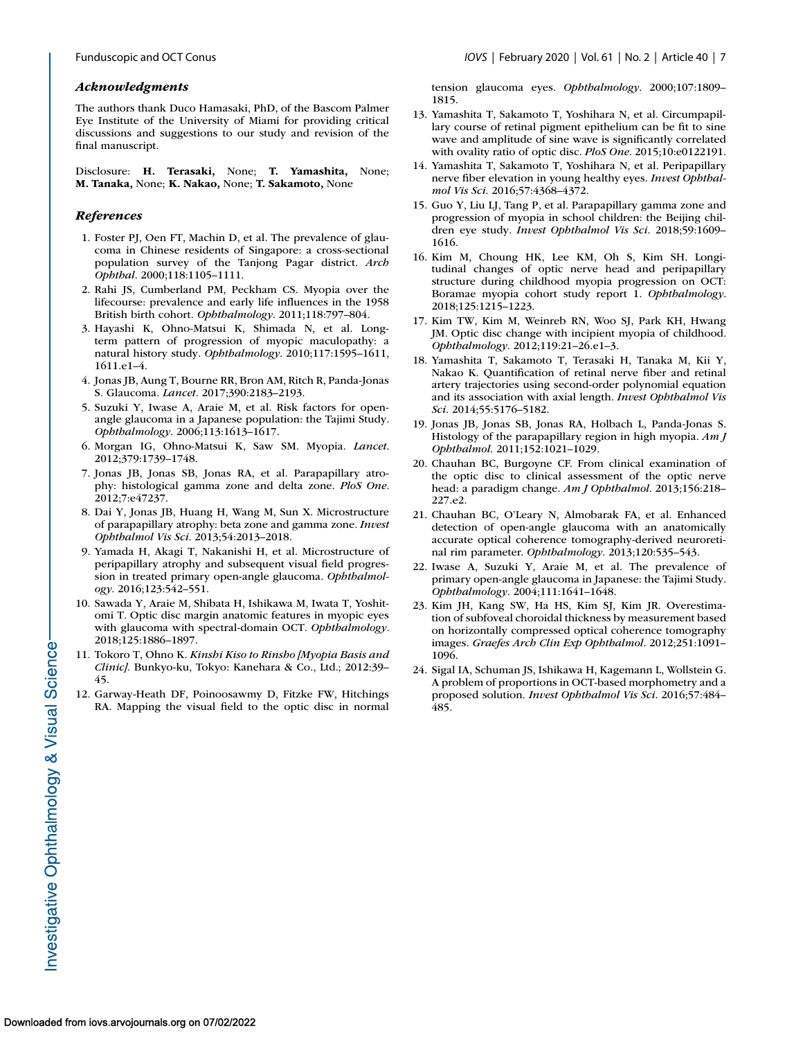### *Acknowledgments*

The authors thank Duco Hamasaki, PhD, of the Bascom Palmer Eye Institute of the University of Miami for providing critical discussions and suggestions to our study and revision of the final manuscript.

Disclosure: **H. Terasaki,** None; **T. Yamashita,** None; **M. Tanaka,** None; **K. Nakao,** None; **T. Sakamoto,** None

### *References*

1. Foster PJ, Oen FT, Machin D, et al. The prevalence of glaucoma in Chinese residents of Singapore: a cross-sectional population survey of the Tanjong Pagar district. *Arch Ophthal*. 2000;118:1105–1111.
2. Rahi JS, Cumberland PM, Peckham CS. Myopia over the lifecourse: prevalence and early life influences in the 1958 British birth cohort. *Ophthalmology*. 2011;118:797–804.
3. Hayashi K, Ohno-Matsui K, Shimada N, et al. Long-term pattern of progression of myopic maculopathy: a natural history study. *Ophthalmology*. 2010;117:1595–1611, 1611.e1–4.
4. Jonas JB, Aung T, Bourne RR, Bron AM, Ritch R, Panda-Jonas S. Glaucoma. *Lancet*. 2017;390:2183–2193.
5. Suzuki Y, Iwase A, Araie M, et al. Risk factors for open-angle glaucoma in a Japanese population: the Tajimi Study. *Ophthalmology*. 2006;113:1613–1617.
6. Morgan IG, Ohno-Matsui K, Saw SM. Myopia. *Lancet*. 2012;379:1739–1748.
7. Jonas JB, Jonas SB, Jonas RA, et al. Parapapillary atrophy: histological gamma zone and delta zone. *PloS One*. 2012;7:e47237.
8. Dai Y, Jonas JB, Huang H, Wang M, Sun X. Microstructure of parapapillary atrophy: beta zone and gamma zone. *Invest Ophthalmol Vis Sci*. 2013;54:2013–2018.
9. Yamada H, Akagi T, Nakanishi H, et al. Microstructure of peripapillary atrophy and subsequent visual field progression in treated primary open-angle glaucoma. *Ophthalmology*. 2016;123:542–551.
10. Sawada Y, Araie M, Shibata H, Ishikawa M, Iwata T, Yoshitomi T. Optic disc margin anatomic features in myopic eyes with glaucoma with spectral-domain OCT. *Ophthalmology*. 2018;125:1886–1897.
11. Tokoro T, Ohno K. *Kinshi Kiso to Rinsho [Myopia Basis and Clinic]*. Bunkyo-ku, Tokyo: Kanehara & Co., Ltd.; 2012:39–45.
12. Garway-Heath DF, Poinoosawmy D, Fitzke FW, Hitchings RA. Mapping the visual field to the optic disc in normal tension glaucoma eyes. *Ophthalmology*. 2000;107:1809–1815.
13. Yamashita T, Sakamoto T, Yoshihara N, et al. Circumpapillary course of retinal pigment epithelium can be fit to sine wave and amplitude of sine wave is significantly correlated with ovality ratio of optic disc. *PloS One*. 2015;10:e0122191.
14. Yamashita T, Sakamoto T, Yoshihara N, et al. Peripapillary nerve fiber elevation in young healthy eyes. *Invest Ophthalmol Vis Sci*. 2016;57:4368–4372.
15. Guo Y, Liu LJ, Tang P, et al. Parapapillary gamma zone and progression of myopia in school children: the Beijing children eye study. *Invest Ophthalmol Vis Sci*. 2018;59:1609–1616.
16. Kim M, Choung HK, Lee KM, Oh S, Kim SH. Longitudinal changes of optic nerve head and peripapillary structure during childhood myopia progression on OCT: Boramae myopia cohort study report 1. *Ophthalmology*. 2018;125:1215–1223.
17. Kim TW, Kim M, Weinreb RN, Woo SJ, Park KH, Hwang JM. Optic disc change with incipient myopia of childhood. *Ophthalmology*. 2012;119:21–26.e1–3.
18. Yamashita T, Sakamoto T, Terasaki H, Tanaka M, Kii Y, Nakao K. Quantification of retinal nerve fiber and retinal artery trajectories using second-order polynomial equation and its association with axial length. *Invest Ophthalmol Vis Sci*. 2014;55:5176–5182.
19. Jonas JB, Jonas SB, Jonas RA, Holbach L, Panda-Jonas S. Histology of the parapapillary region in high myopia. *Am J Ophthalmol*. 2011;152:1021–1029.
20. Chauhan BC, Burgoyne CF. From clinical examination of the optic disc to clinical assessment of the optic nerve head: a paradigm change. *Am J Ophthalmol*. 2013;156:218–227.e2.
21. Chauhan BC, O'Leary N, Almobarak FA, et al. Enhanced detection of open-angle glaucoma with an anatomically accurate optical coherence tomography-derived neuroretinal rim parameter. *Ophthalmology*. 2013;120:535–543.
22. Iwase A, Suzuki Y, Araie M, et al. The prevalence of primary open-angle glaucoma in Japanese: the Tajimi Study. *Ophthalmology*. 2004;111:1641–1648.
23. Kim JH, Kang SW, Ha HS, Kim SJ, Kim JR. Overestimation of subfoveal choroidal thickness by measurement based on horizontally compressed optical coherence tomography images. *Graefes Arch Clin Exp Ophthalmol*. 2012;251:1091–1096.
24. Sigal IA, Schuman JS, Ishikawa H, Kagemann L, Wollstein G. A problem of proportions in OCT-based morphometry and a proposed solution. *Invest Ophthalmol Vis Sci*. 2016;57:484–485.